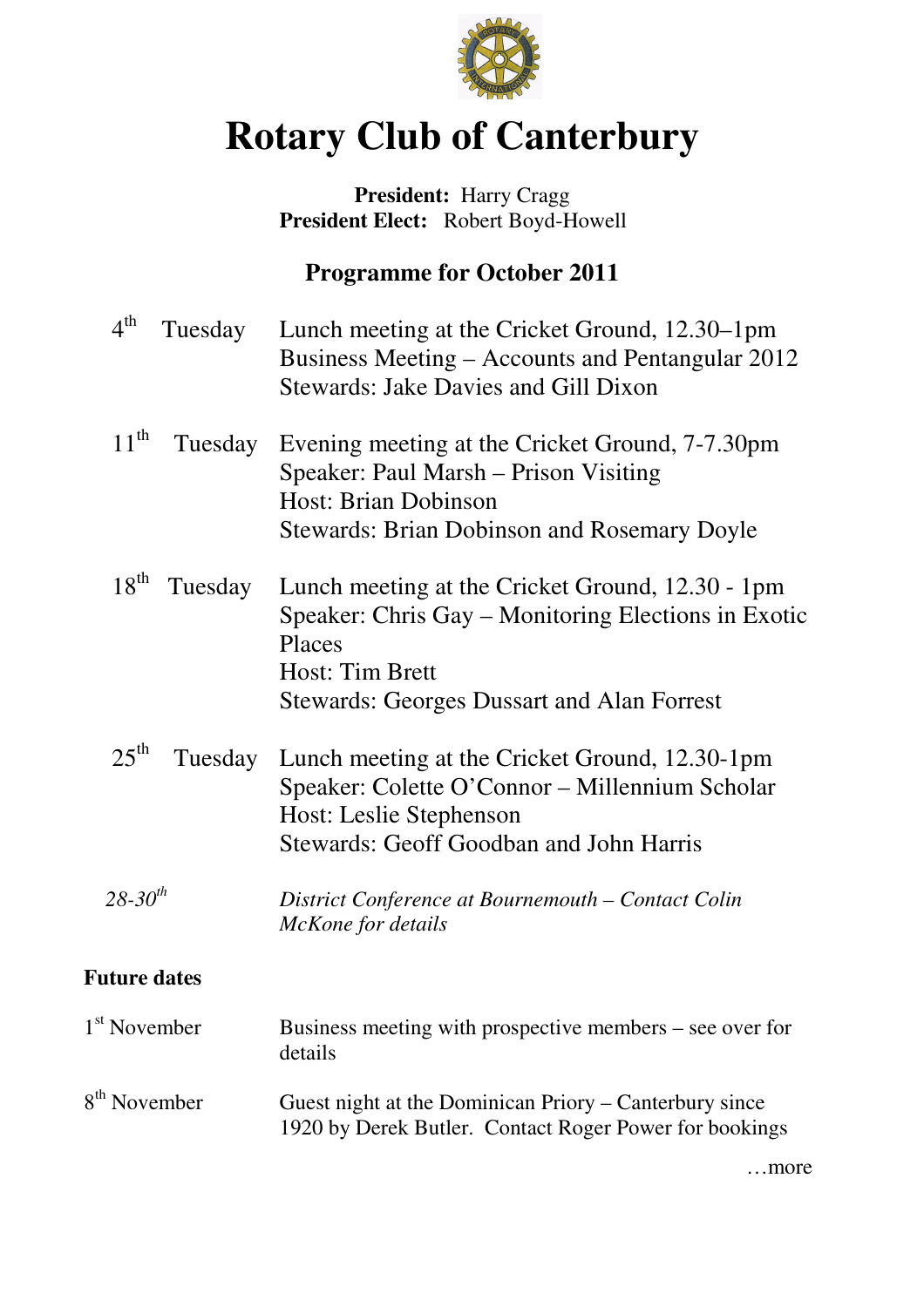# Rotary Club of Canterbury

**President:** Harry Cragg
**President Elect:** Robert Boyd-Howell

## Programme for October 2011

| | |
|---|---|
| 4th Tuesday | Lunch meeting at the Cricket Ground, 12.30–1pm<br>Business Meeting – Accounts and Pentangular 2012<br>Stewards: Jake Davies and Gill Dixon |
| 11th Tuesday | Evening meeting at the Cricket Ground, 7-7.30pm<br>Speaker: Paul Marsh – Prison Visiting<br>Host: Brian Dobinson<br>Stewards: Brian Dobinson and Rosemary Doyle |
| 18th Tuesday | Lunch meeting at the Cricket Ground, 12.30 - 1pm<br>Speaker: Chris Gay – Monitoring Elections in Exotic Places<br>Host: Tim Brett<br>Stewards: Georges Dussart and Alan Forrest |
| 25th Tuesday | Lunch meeting at the Cricket Ground, 12.30-1pm<br>Speaker: Colette O'Connor – Millennium Scholar<br>Host: Leslie Stephenson<br>Stewards: Geoff Goodban and John Harris |
| *28-30th* | *District Conference at Bournemouth – Contact Colin McKone for details* |

**Future dates**

| | |
|---|---|
| 1st November | Business meeting with prospective members – see over for details |
| 8th November | Guest night at the Dominican Priory – Canterbury since 1920 by Derek Butler. Contact Roger Power for bookings |

…more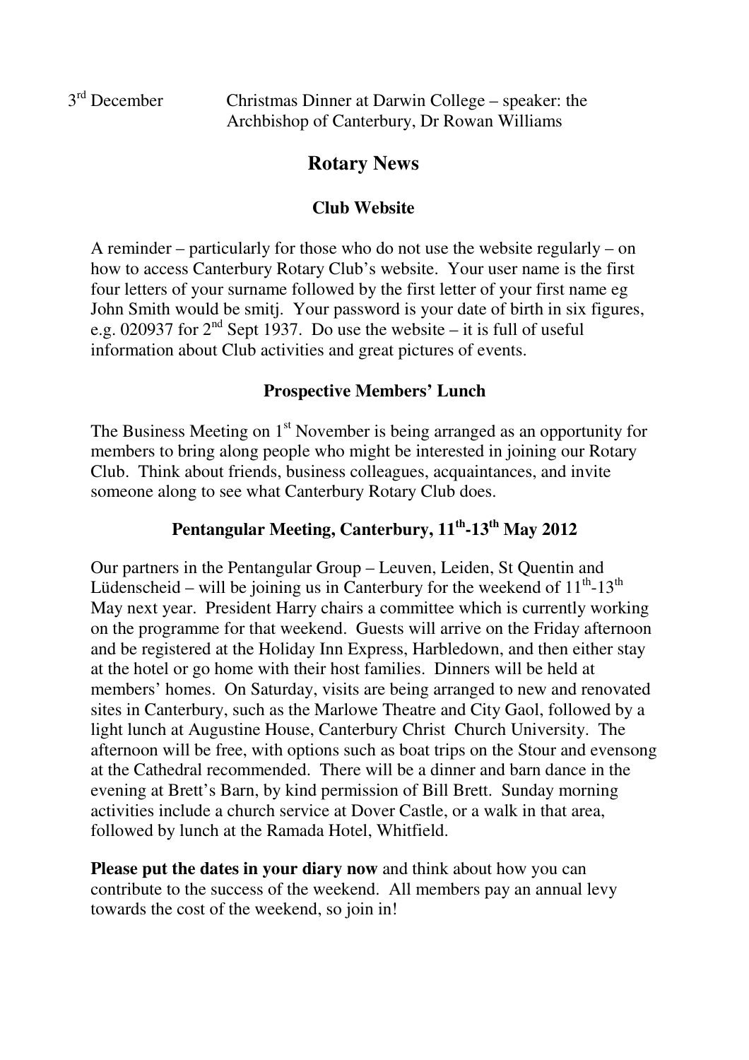3rd December		Christmas Dinner at Darwin College – speaker: the Archbishop of Canterbury, Dr Rowan Williams

## Rotary News

### Club Website

A reminder – particularly for those who do not use the website regularly – on how to access Canterbury Rotary Club's website. Your user name is the first four letters of your surname followed by the first letter of your first name eg John Smith would be smitj. Your password is your date of birth in six figures, e.g. 020937 for 2nd Sept 1937. Do use the website – it is full of useful information about Club activities and great pictures of events.

### Prospective Members' Lunch

The Business Meeting on 1st November is being arranged as an opportunity for members to bring along people who might be interested in joining our Rotary Club. Think about friends, business colleagues, acquaintances, and invite someone along to see what Canterbury Rotary Club does.

### Pentangular Meeting, Canterbury, 11th-13th May 2012

Our partners in the Pentangular Group – Leuven, Leiden, St Quentin and Lüdenscheid – will be joining us in Canterbury for the weekend of 11th-13th May next year. President Harry chairs a committee which is currently working on the programme for that weekend. Guests will arrive on the Friday afternoon and be registered at the Holiday Inn Express, Harbledown, and then either stay at the hotel or go home with their host families. Dinners will be held at members' homes. On Saturday, visits are being arranged to new and renovated sites in Canterbury, such as the Marlowe Theatre and City Gaol, followed by a light lunch at Augustine House, Canterbury Christ Church University. The afternoon will be free, with options such as boat trips on the Stour and evensong at the Cathedral recommended. There will be a dinner and barn dance in the evening at Brett's Barn, by kind permission of Bill Brett. Sunday morning activities include a church service at Dover Castle, or a walk in that area, followed by lunch at the Ramada Hotel, Whitfield.

**Please put the dates in your diary now** and think about how you can contribute to the success of the weekend. All members pay an annual levy towards the cost of the weekend, so join in!